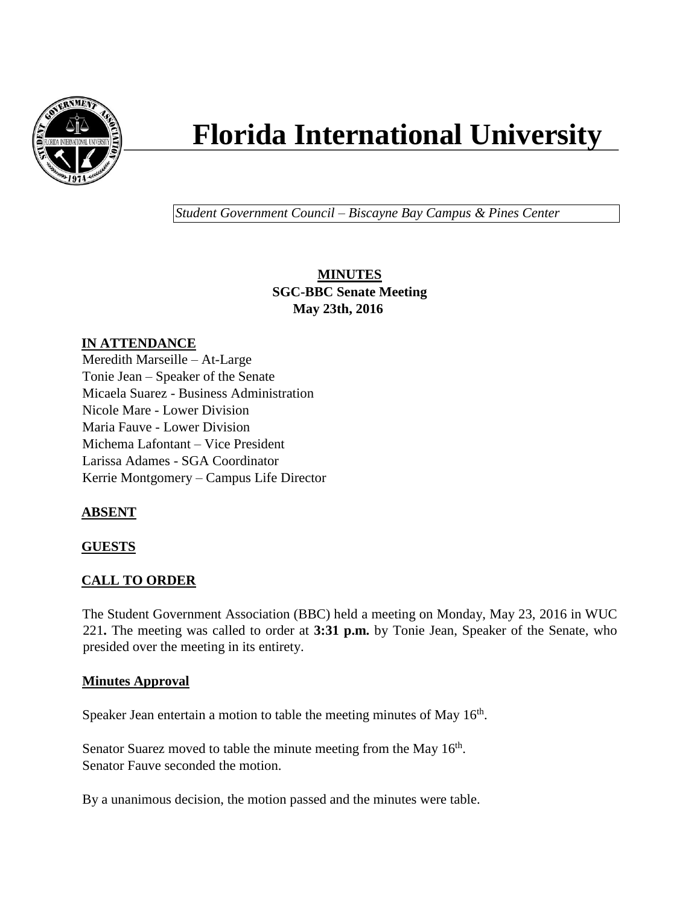# Florida International University

*Student Government Council – Biscayne Bay Campus & Pines Center*

**MINUTES**
**SGC-BBC Senate Meeting**
**May 23th, 2016**

## IN ATTENDANCE

Meredith Marseille – At-Large
Tonie Jean – Speaker of the Senate
Micaela Suarez - Business Administration
Nicole Mare - Lower Division
Maria Fauve - Lower Division
Michema Lafontant – Vice President
Larissa Adames - SGA Coordinator
Kerrie Montgomery – Campus Life Director

## ABSENT

## GUESTS

## CALL TO ORDER

The Student Government Association (BBC) held a meeting on Monday, May 23, 2016 in WUC 221**.** The meeting was called to order at **3:31 p.m.** by Tonie Jean, Speaker of the Senate, who presided over the meeting in its entirety.

## Minutes Approval

Speaker Jean entertain a motion to table the meeting minutes of May 16th.

Senator Suarez moved to table the minute meeting from the May 16th.
Senator Fauve seconded the motion.

By a unanimous decision, the motion passed and the minutes were table.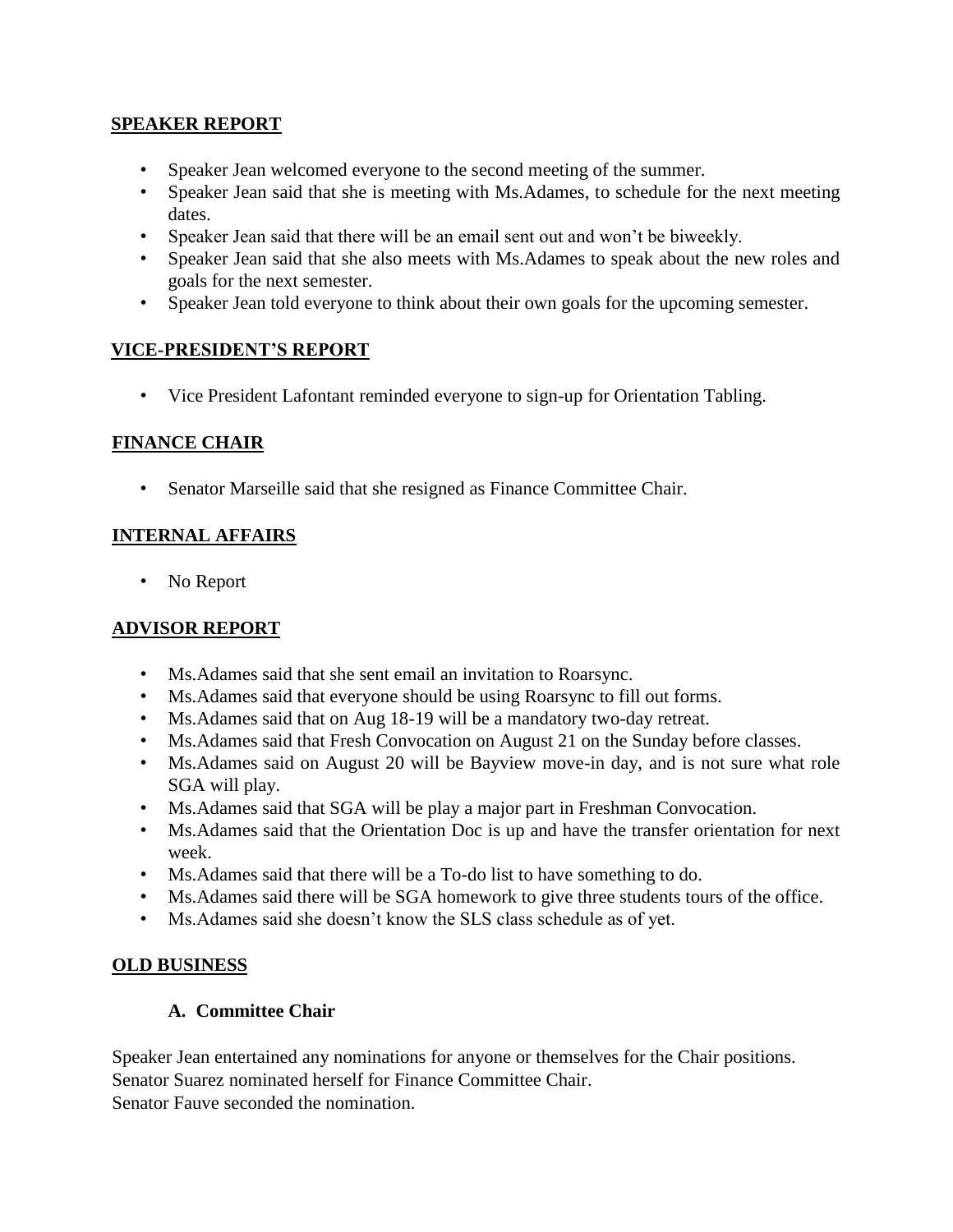## SPEAKER REPORT

- Speaker Jean welcomed everyone to the second meeting of the summer.
- Speaker Jean said that she is meeting with Ms.Adames, to schedule for the next meeting dates.
- Speaker Jean said that there will be an email sent out and won't be biweekly.
- Speaker Jean said that she also meets with Ms.Adames to speak about the new roles and goals for the next semester.
- Speaker Jean told everyone to think about their own goals for the upcoming semester.

## VICE-PRESIDENT'S REPORT

- Vice President Lafontant reminded everyone to sign-up for Orientation Tabling.

## FINANCE CHAIR

- Senator Marseille said that she resigned as Finance Committee Chair.

## INTERNAL AFFAIRS

- No Report

## ADVISOR REPORT

- Ms.Adames said that she sent email an invitation to Roarsync.
- Ms.Adames said that everyone should be using Roarsync to fill out forms.
- Ms.Adames said that on Aug 18-19 will be a mandatory two-day retreat.
- Ms.Adames said that Fresh Convocation on August 21 on the Sunday before classes.
- Ms.Adames said on August 20 will be Bayview move-in day, and is not sure what role SGA will play.
- Ms.Adames said that SGA will be play a major part in Freshman Convocation.
- Ms.Adames said that the Orientation Doc is up and have the transfer orientation for next week.
- Ms.Adames said that there will be a To-do list to have something to do.
- Ms.Adames said there will be SGA homework to give three students tours of the office.
- Ms.Adames said she doesn't know the SLS class schedule as of yet.

## OLD BUSINESS

### A. Committee Chair

Speaker Jean entertained any nominations for anyone or themselves for the Chair positions.
Senator Suarez nominated herself for Finance Committee Chair.
Senator Fauve seconded the nomination.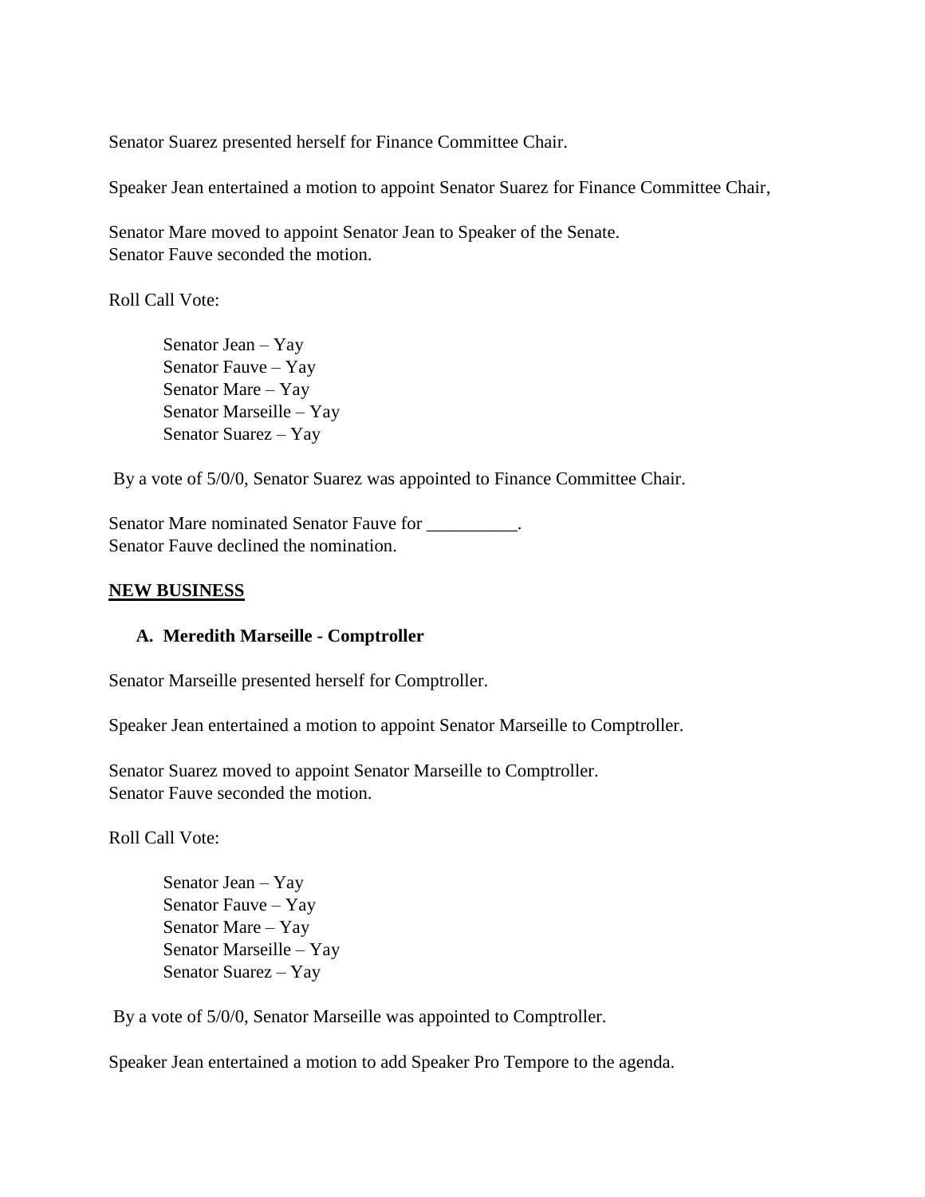Senator Suarez presented herself for Finance Committee Chair.

Speaker Jean entertained a motion to appoint Senator Suarez for Finance Committee Chair,

Senator Mare moved to appoint Senator Jean to Speaker of the Senate.
Senator Fauve seconded the motion.

Roll Call Vote:

Senator Jean – Yay
Senator Fauve – Yay
Senator Mare – Yay
Senator Marseille – Yay
Senator Suarez – Yay

By a vote of 5/0/0, Senator Suarez was appointed to Finance Committee Chair.

Senator Mare nominated Senator Fauve for __________.
Senator Fauve declined the nomination.

## NEW BUSINESS

### A. Meredith Marseille - Comptroller

Senator Marseille presented herself for Comptroller.

Speaker Jean entertained a motion to appoint Senator Marseille to Comptroller.

Senator Suarez moved to appoint Senator Marseille to Comptroller.
Senator Fauve seconded the motion.

Roll Call Vote:

Senator Jean – Yay
Senator Fauve – Yay
Senator Mare – Yay
Senator Marseille – Yay
Senator Suarez – Yay

By a vote of 5/0/0, Senator Marseille was appointed to Comptroller.

Speaker Jean entertained a motion to add Speaker Pro Tempore to the agenda.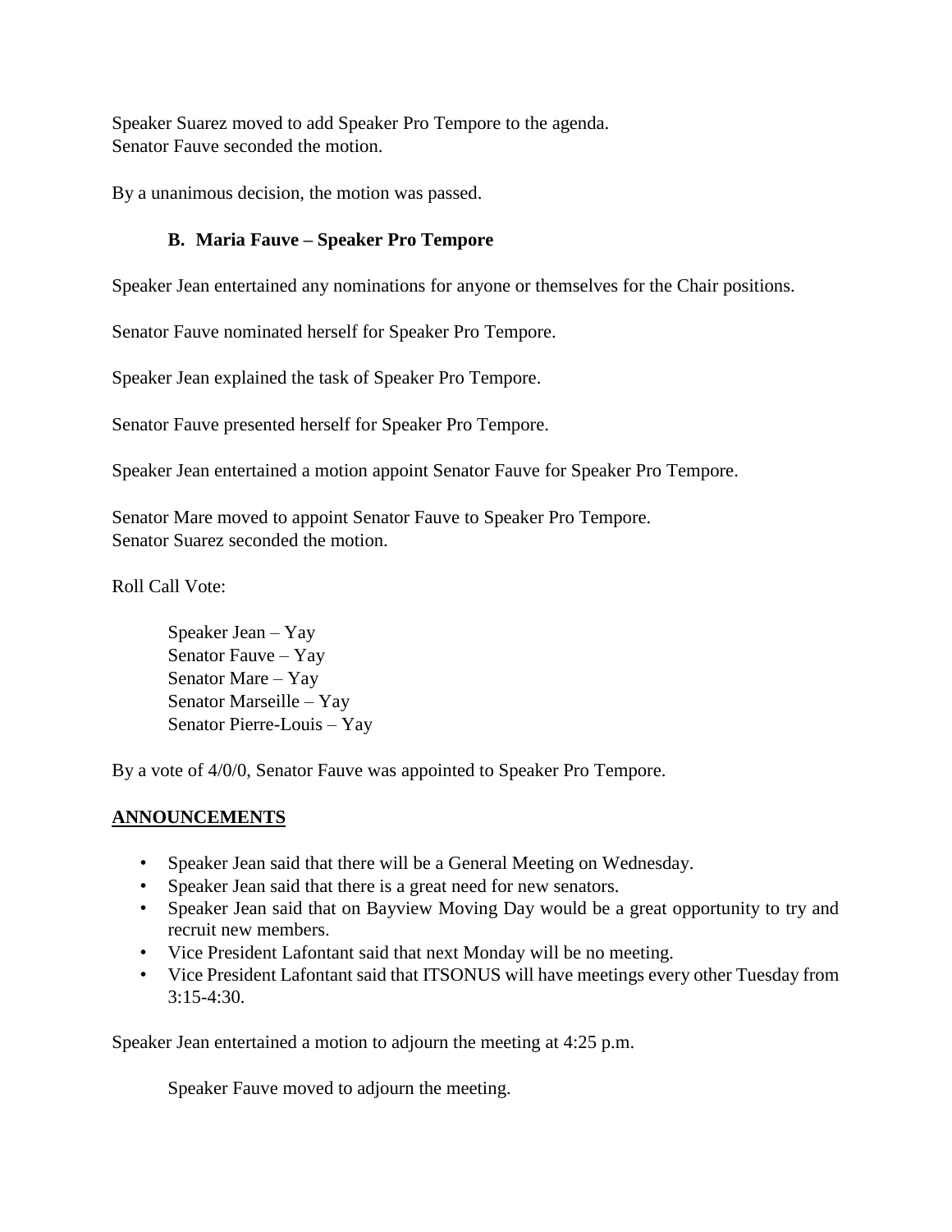Speaker Suarez moved to add Speaker Pro Tempore to the agenda.
Senator Fauve seconded the motion.

By a unanimous decision, the motion was passed.

**B. Maria Fauve – Speaker Pro Tempore**

Speaker Jean entertained any nominations for anyone or themselves for the Chair positions.

Senator Fauve nominated herself for Speaker Pro Tempore.

Speaker Jean explained the task of Speaker Pro Tempore.

Senator Fauve presented herself for Speaker Pro Tempore.

Speaker Jean entertained a motion appoint Senator Fauve for Speaker Pro Tempore.

Senator Mare moved to appoint Senator Fauve to Speaker Pro Tempore.
Senator Suarez seconded the motion.

Roll Call Vote:

Speaker Jean – Yay
Senator Fauve – Yay
Senator Mare – Yay
Senator Marseille – Yay
Senator Pierre-Louis – Yay

By a vote of 4/0/0, Senator Fauve was appointed to Speaker Pro Tempore.

## ANNOUNCEMENTS

- Speaker Jean said that there will be a General Meeting on Wednesday.
- Speaker Jean said that there is a great need for new senators.
- Speaker Jean said that on Bayview Moving Day would be a great opportunity to try and recruit new members.
- Vice President Lafontant said that next Monday will be no meeting.
- Vice President Lafontant said that ITSONUS will have meetings every other Tuesday from 3:15-4:30.

Speaker Jean entertained a motion to adjourn the meeting at 4:25 p.m.

Speaker Fauve moved to adjourn the meeting.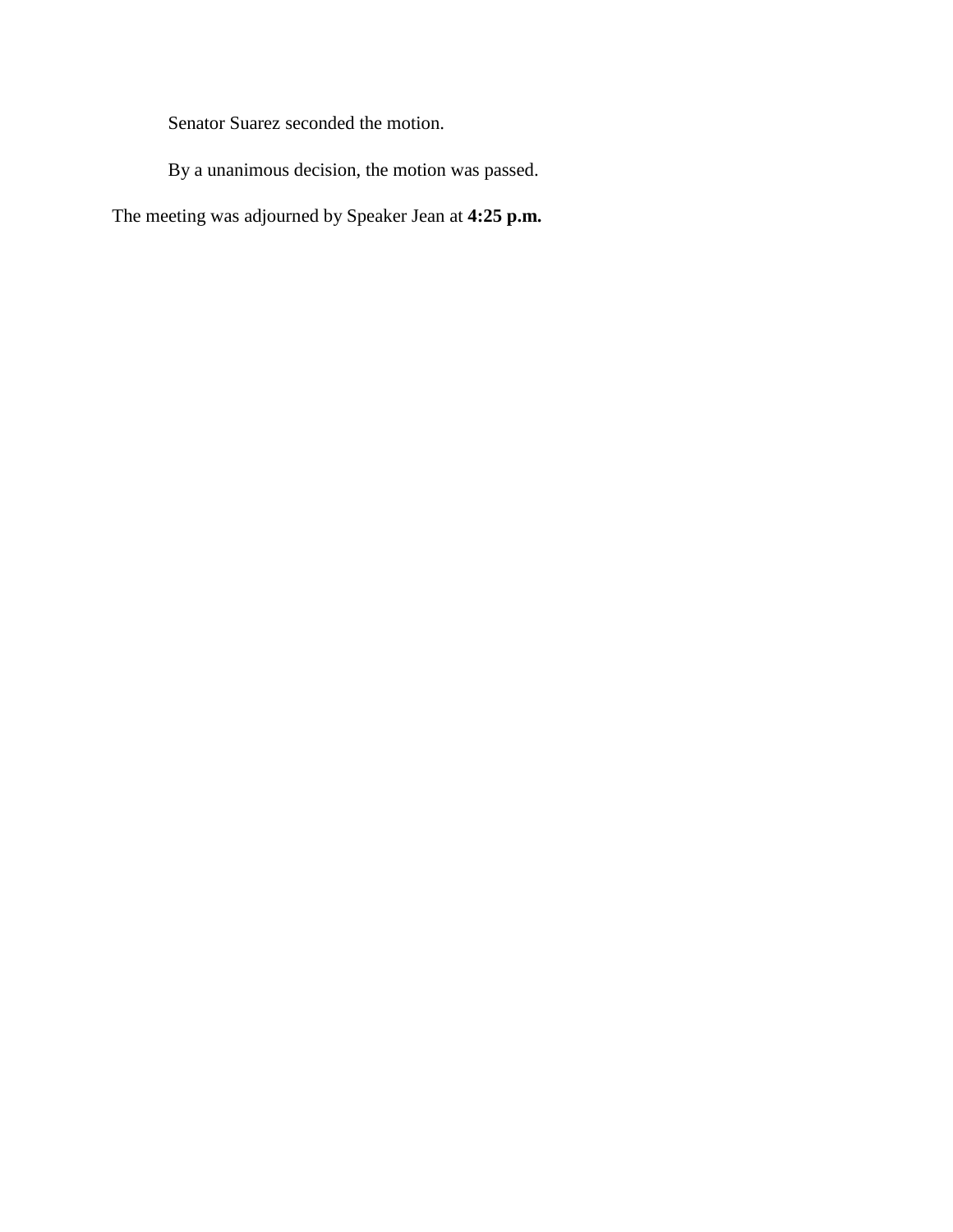Senator Suarez seconded the motion.

By a unanimous decision, the motion was passed.

The meeting was adjourned by Speaker Jean at **4:25 p.m.**